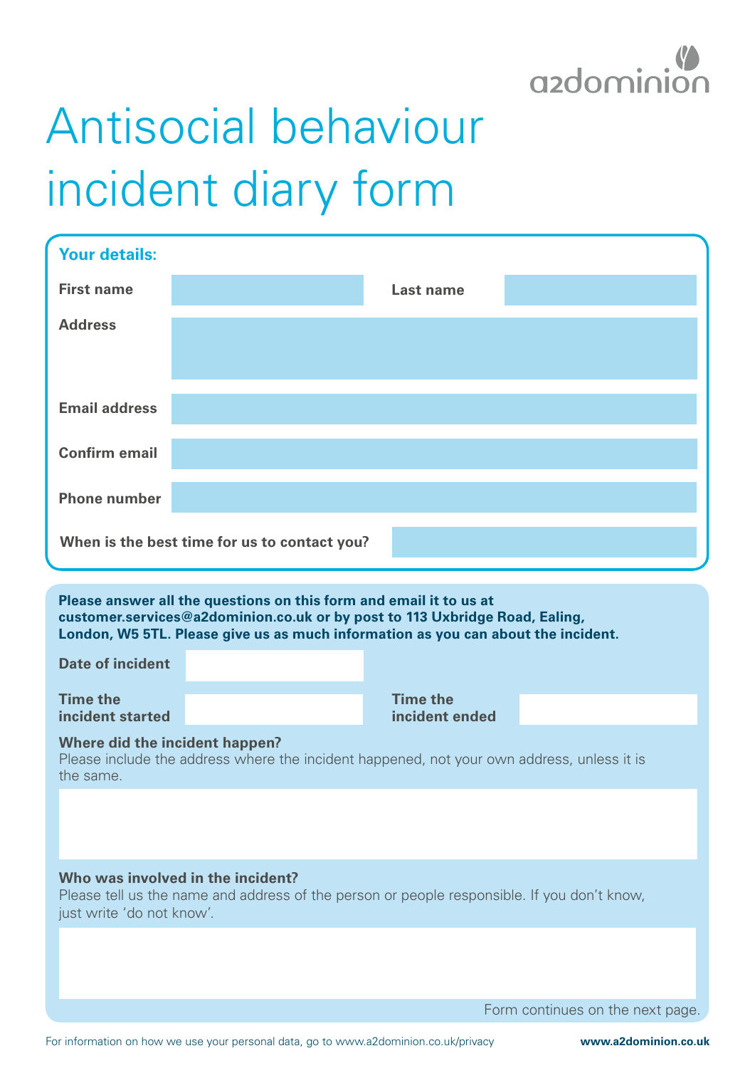a2dominion

# Antisocial behaviour incident diary form

## Your details:

| | | | |
|---|---|---|---|
| **First name** | | **Last name** | |
| **Address** | | | |
| **Email address** | | | |
| **Confirm email** | | | |
| **Phone number** | | | |

**When is the best time for us to contact you?**

**Please answer all the questions on this form and email it to us at customer.services@a2dominion.co.uk or by post to 113 Uxbridge Road, Ealing, London, W5 5TL. Please give us as much information as you can about the incident.**

| | | | |
|---|---|---|---|
| **Date of incident** | | | |
| **Time the incident started** | | **Time the incident ended** | |

**Where did the incident happen?**
Please include the address where the incident happened, not your own address, unless it is the same.

**Who was involved in the incident?**
Please tell us the name and address of the person or people responsible. If you don't know, just write 'do not know'.

Form continues on the next page.

For information on how we use your personal data, go to www.a2dominion.co.uk/privacy

**www.a2dominion.co.uk**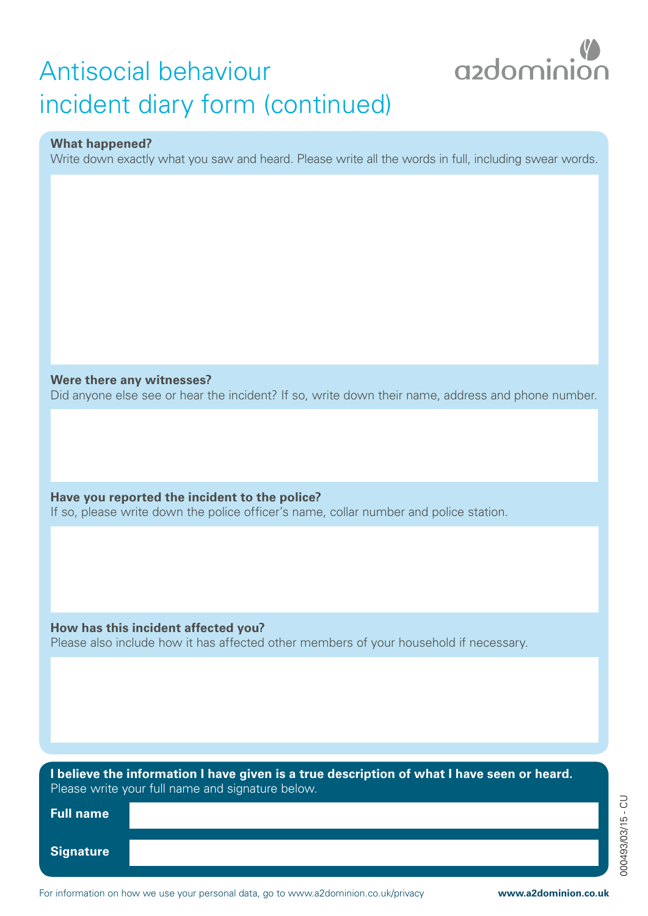# Antisocial behaviour incident diary form (continued)

a2dominion

**What happened?**
Write down exactly what you saw and heard. Please write all the words in full, including swear words.

**Were there any witnesses?**
Did anyone else see or hear the incident? If so, write down their name, address and phone number.

**Have you reported the incident to the police?**
If so, please write down the police officer's name, collar number and police station.

**How has this incident affected you?**
Please also include how it has affected other members of your household if necessary.

**I believe the information I have given is a true description of what I have seen or heard.**
Please write your full name and signature below.

**Full name**

**Signature**

000493/03/15 - CU

For information on how we use your personal data, go to www.a2dominion.co.uk/privacy

**www.a2dominion.co.uk**